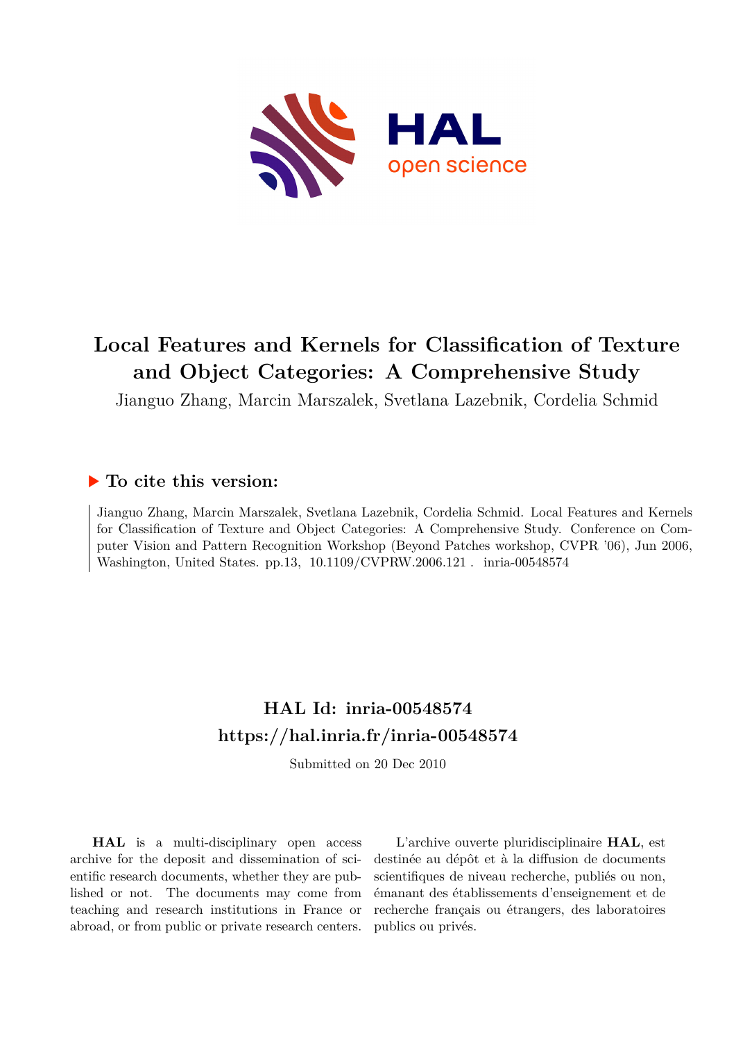# Local Features and Kernels for Classification of Texture and Object Categories: A Comprehensive Study

Jianguo Zhang, Marcin Marszalek, Svetlana Lazebnik, Cordelia Schmid

## ▶ To cite this version:

Jianguo Zhang, Marcin Marszalek, Svetlana Lazebnik, Cordelia Schmid. Local Features and Kernels for Classification of Texture and Object Categories: A Comprehensive Study. Conference on Computer Vision and Pattern Recognition Workshop (Beyond Patches workshop, CVPR '06), Jun 2006, Washington, United States. pp.13, 10.1109/CVPRW.2006.121 . inria-00548574

## HAL Id: inria-00548574
## https://hal.inria.fr/inria-00548574

Submitted on 20 Dec 2010

**HAL** is a multi-disciplinary open access archive for the deposit and dissemination of scientific research documents, whether they are published or not. The documents may come from teaching and research institutions in France or abroad, or from public or private research centers.

L'archive ouverte pluridisciplinaire **HAL**, est destinée au dépôt et à la diffusion de documents scientifiques de niveau recherche, publiés ou non, émanant des établissements d'enseignement et de recherche français ou étrangers, des laboratoires publics ou privés.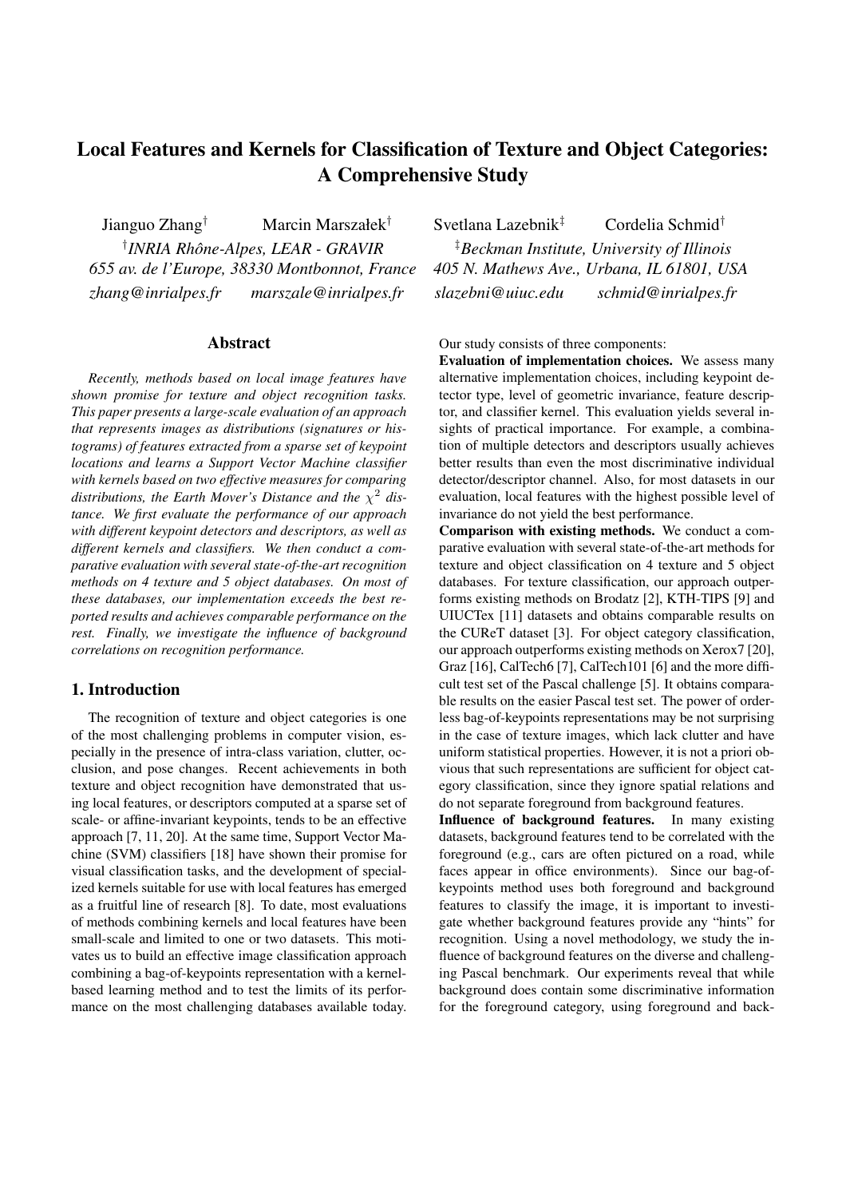# Local Features and Kernels for Classification of Texture and Object Categories: A Comprehensive Study

Jianguo Zhang[†] Marcin Marszałek[†] Svetlana Lazebnik[‡] Cordelia Schmid[†]

[†]*INRIA Rhône-Alpes, LEAR - GRAVIR*
*655 av. de l'Europe, 38330 Montbonnot, France*
*zhang@inrialpes.fr marszale@inrialpes.fr*

[‡]*Beckman Institute, University of Illinois*
*405 N. Mathews Ave., Urbana, IL 61801, USA*
*slazebni@uiuc.edu schmid@inrialpes.fr*

## Abstract

*Recently, methods based on local image features have shown promise for texture and object recognition tasks. This paper presents a large-scale evaluation of an approach that represents images as distributions (signatures or histograms) of features extracted from a sparse set of keypoint locations and learns a Support Vector Machine classifier with kernels based on two effective measures for comparing distributions, the Earth Mover's Distance and the $\chi^2$ distance. We first evaluate the performance of our approach with different keypoint detectors and descriptors, as well as different kernels and classifiers. We then conduct a comparative evaluation with several state-of-the-art recognition methods on 4 texture and 5 object databases. On most of these databases, our implementation exceeds the best reported results and achieves comparable performance on the rest. Finally, we investigate the influence of background correlations on recognition performance.*

## 1. Introduction

The recognition of texture and object categories is one of the most challenging problems in computer vision, especially in the presence of intra-class variation, clutter, occlusion, and pose changes. Recent achievements in both texture and object recognition have demonstrated that using local features, or descriptors computed at a sparse set of scale- or affine-invariant keypoints, tends to be an effective approach [7, 11, 20]. At the same time, Support Vector Machine (SVM) classifiers [18] have shown their promise for visual classification tasks, and the development of specialized kernels suitable for use with local features has emerged as a fruitful line of research [8]. To date, most evaluations of methods combining kernels and local features have been small-scale and limited to one or two datasets. This motivates us to build an effective image classification approach combining a bag-of-keypoints representation with a kernel-based learning method and to test the limits of its performance on the most challenging databases available today.

Our study consists three components:

**Evaluation of implementation choices.** We assess many alternative implementation choices, including keypoint detector type, level of geometric invariance, feature descriptor, and classifier kernel. This evaluation yields several insights of practical importance. For example, a combination of multiple detectors and descriptors usually achieves better results than even the most discriminative individual detector/descriptor channel. Also, for most datasets in our evaluation, local features with the highest possible level of invariance do not yield the best performance.

**Comparison with existing methods.** We conduct a comparative evaluation with several state-of-the-art methods for texture and object classification on 4 texture and 5 object databases. For texture classification, our approach outperforms existing methods on Brodatz [2], KTH-TIPS [9] and UIUCTex [11] datasets and obtains comparable results on the CUReT dataset [3]. For object category classification, our approach outperforms existing methods on Xerox7 [20], Graz [16], CalTech6 [7], CalTech101 [6] and the more difficult test set of the Pascal challenge [5]. It obtains comparable results on the easier Pascal test set. The power of orderless bag-of-keypoints representations may be not surprising in the case of texture images, which lack clutter and have uniform statistical properties. However, it is not a priori obvious that such representations are sufficient for object category classification, since they ignore spatial relations and do not separate foreground from background features.

**Influence of background features.** In many existing datasets, background features tend to be correlated with the foreground (e.g., cars are often pictured on a road, while faces appear in office environments). Since our bag-of-keypoints method uses both foreground and background features to classify the image, it is important to investigate whether background features provide any "hints" for recognition. Using a novel methodology, we study the influence of background features on the diverse and challenging Pascal benchmark. Our experiments reveal that while background does contain some discriminative information for the foreground category, using foreground and back-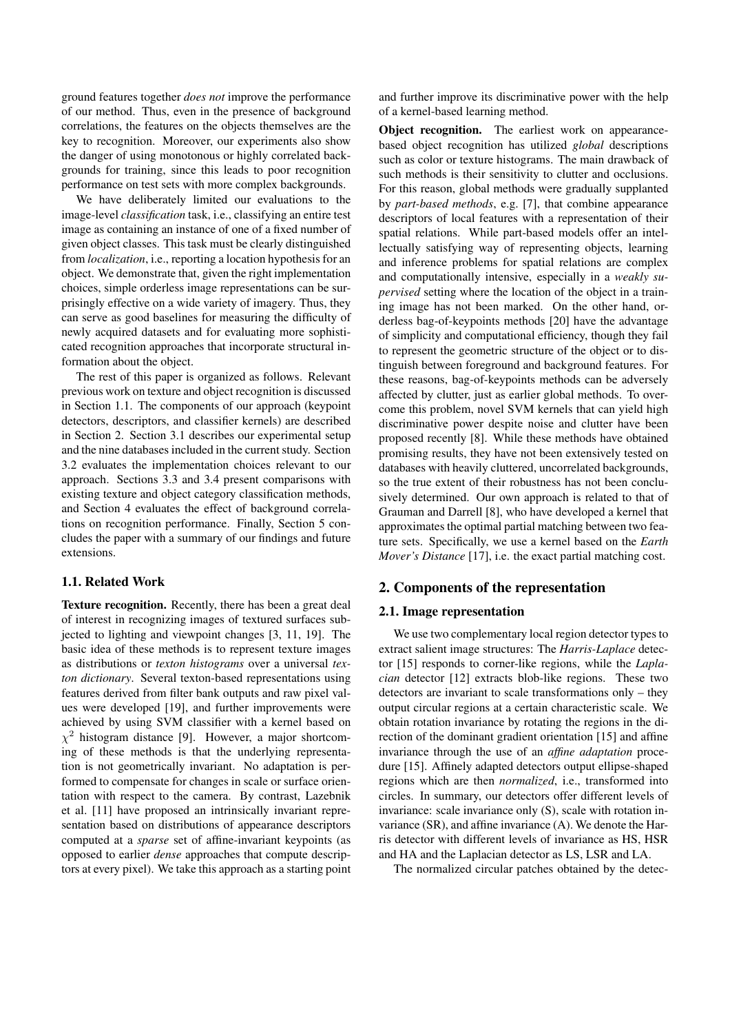ground features together *does not* improve the performance of our method. Thus, even in the presence of background correlations, the features on the objects themselves are the key to recognition. Moreover, our experiments also show the danger of using monotonous or highly correlated backgrounds for training, since this leads to poor recognition performance on test sets with more complex backgrounds.

We have deliberately limited our evaluations to the image-level *classification* task, i.e., classifying an entire test image as containing an instance of one of a fixed number of given object classes. This task must be clearly distinguished from *localization*, i.e., reporting a location hypothesis for an object. We demonstrate that, given the right implementation choices, simple orderless image representations can be surprisingly effective on a wide variety of imagery. Thus, they can serve as good baselines for measuring the difficulty of newly acquired datasets and for evaluating more sophisticated recognition approaches that incorporate structural information about the object.

The rest of this paper is organized as follows. Relevant previous work on texture and object recognition is discussed in Section 1.1. The components of our approach (keypoint detectors, descriptors, and classifier kernels) are described in Section 2. Section 3.1 describes our experimental setup and the nine databases included in the current study. Section 3.2 evaluates the implementation choices relevant to our approach. Sections 3.3 and 3.4 present comparisons with existing texture and object category classification methods, and Section 4 evaluates the effect of background correlations on recognition performance. Finally, Section 5 concludes the paper with a summary of our findings and future extensions.

### 1.1. Related Work

**Texture recognition.** Recently, there has been a great deal of interest in recognizing images of textured surfaces subjected to lighting and viewpoint changes [3, 11, 19]. The basic idea of these methods is to represent texture images as distributions or *texton histograms* over a universal *texton dictionary*. Several texton-based representations using features derived from filter bank outputs and raw pixel values were developed [19], and further improvements were achieved by using SVM classifier with a kernel based on $\chi^2$ histogram distance [9]. However, a major shortcoming of these methods is that the underlying representation is not geometrically invariant. No adaptation is performed to compensate for changes in scale or surface orientation with respect to the camera. By contrast, Lazebnik et al. [11] have proposed an intrinsically invariant representation based on distributions of appearance descriptors computed at a *sparse* set of affine-invariant keypoints (as opposed to earlier *dense* approaches that compute descriptors at every pixel). We take this approach as a starting point and further improve its discriminative power with the help of a kernel-based learning method.

**Object recognition.** The earliest work on appearance-based object recognition has utilized *global* descriptions such as color or texture histograms. The main drawback of such methods is their sensitivity to clutter and occlusions. For this reason, global methods were gradually supplanted by *part-based methods*, e.g. [7], that combine appearance descriptors of local features with a representation of their spatial relations. While part-based models offer an intellectually satisfying way of representing objects, learning and inference problems for spatial relations are complex and computationally intensive, especially in a *weakly supervised* setting where the location of the object in a training image has not been marked. On the other hand, orderless bag-of-keypoints methods [20] have the advantage of simplicity and computational efficiency, though they fail to represent the geometric structure of the object or to distinguish between foreground and background features. For these reasons, bag-of-keypoints methods can be adversely affected by clutter, just as earlier global methods. To overcome this problem, novel SVM kernels that can yield high discriminative power despite noise and clutter have been proposed recently [8]. While these methods have obtained promising results, they have not been extensively tested on databases with heavily cluttered, uncorrelated backgrounds, so the true extent of their robustness has not been conclusively determined. Our own approach is related to that of Grauman and Darrell [8], who have developed a kernel that approximates the optimal partial matching between two feature sets. Specifically, we use a kernel based on the *Earth Mover's Distance* [17], i.e. the exact partial matching cost.

## 2. Components of the representation

### 2.1. Image representation

We use two complementary local region detector types to extract salient image structures: The *Harris-Laplace* detector [15] responds to corner-like regions, while the *Laplacian* detector [12] extracts blob-like regions. These two detectors are invariant to scale transformations only – they output circular regions at a certain characteristic scale. We obtain rotation invariance by rotating the regions in the direction of the dominant gradient orientation [15] and affine invariance through the use of an *affine adaptation* procedure [15]. Affinely adapted detectors output ellipse-shaped regions which are then *normalized*, i.e., transformed into circles. In summary, our detectors offer different levels of invariance: scale invariance only (S), scale with rotation invariance (SR), and affine invariance (A). We denote the Harris detector with different levels of invariance as HS, HSR and HA and the Laplacian detector as LS, LSR and LA.

The normalized circular patches obtained by the detec-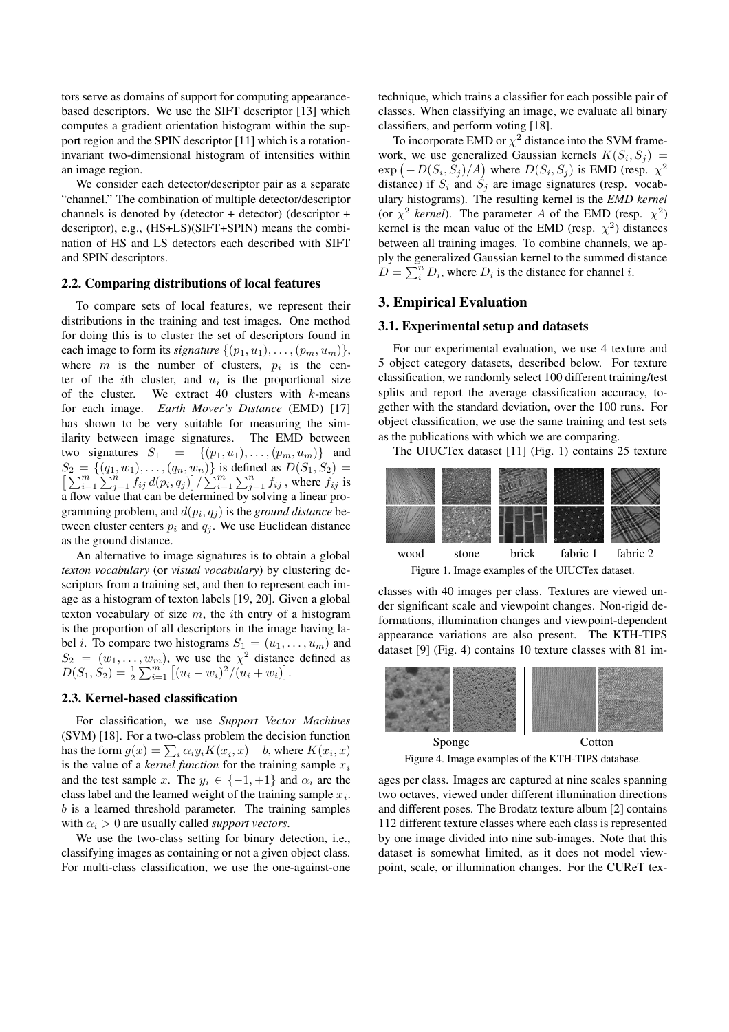tors serve as domains of support for computing appearance-based descriptors. We use the SIFT descriptor [13] which computes a gradient orientation histogram within the support region and the SPIN descriptor [11] which is a rotation-invariant two-dimensional histogram of intensities within an image region.

We consider each detector/descriptor pair as a separate "channel." The combination of multiple detector/descriptor channels is denoted by (detector + detector) (descriptor + descriptor), e.g., (HS+LS)(SIFT+SPIN) means the combination of HS and LS detectors each described with SIFT and SPIN descriptors.

### 2.2. Comparing distributions of local features

To compare sets of local features, we represent their distributions in the training and test images. One method for doing this is to cluster the set of descriptors found in each image to form its *signature* $\{(p_1, u_1), \ldots, (p_m, u_m)\}$, where $m$ is the number of clusters, $p_i$ is the center of the $i$th cluster, and $u_i$ is the proportional size of the cluster. We extract 40 clusters with $k$-means for each image. *Earth Mover's Distance* (EMD) [17] has shown to be very suitable for measuring the similarity between image signatures. The EMD between two signatures $S_1 = \{(p_1, u_1), \ldots, (p_m, u_m)\}$ and $S_2 = \{(q_1, w_1), \ldots, (q_n, w_n)\}$ is defined as $D(S_1, S_2) = \left[\sum_{i=1}^{m} \sum_{j=1}^{n} f_{ij}\, d(p_i, q_j)\right] / \sum_{i=1}^{m} \sum_{j=1}^{n} f_{ij}$, where $f_{ij}$ is a flow value that can be determined by solving a linear programming problem, and $d(p_i, q_j)$ is the *ground distance* between cluster centers $p_i$ and $q_j$. We use Euclidean distance as the ground distance.

An alternative to image signatures is to obtain a global *texton vocabulary* (or *visual vocabulary*) by clustering descriptors from a training set, and then to represent each image as a histogram of texton labels [19, 20]. Given a global texton vocabulary of size $m$, the $i$th entry of a histogram is the proportion of all descriptors in the image having label $i$. To compare two histograms $S_1 = (u_1, \ldots, u_m)$ and $S_2 = (w_1, \ldots, w_m)$, we use the $\chi^2$ distance defined as $D(S_1, S_2) = \frac{1}{2} \sum_{i=1}^{m} \left[(u_i - w_i)^2 / (u_i + w_i)\right]$.

### 2.3. Kernel-based classification

For classification, we use *Support Vector Machines* (SVM) [18]. For a two-class problem the decision function has the form $g(x) = \sum_i \alpha_i y_i K(x_i, x) - b$, where $K(x_i, x)$ is the value of a *kernel function* for the training sample $x_i$ and the test sample $x$. The $y_i \in \{-1, +1\}$ and $\alpha_i$ are the class label and the learned weight of the training sample $x_i$. $b$ is a learned threshold parameter. The training samples with $\alpha_i > 0$ are usually called *support vectors*.

We use the two-class setting for binary detection, i.e., classifying images as containing or not a given object class. For multi-class classification, we use the one-against-one technique, which trains a classifier for each possible pair of classes. When classifying an image, we evaluate all binary classifiers, and perform voting [18].

To incorporate EMD or $\chi^2$ distance into the SVM framework, we use generalized Gaussian kernels $K(S_i, S_j) = \exp\left(-D(S_i, S_j)/A\right)$ where $D(S_i, S_j)$ is EMD (resp. $\chi^2$ distance) if $S_i$ and $S_j$ are image signatures (resp. vocabulary histograms). The resulting kernel is the *EMD kernel* (or *$\chi^2$ kernel*). The parameter $A$ of the EMD (resp. $\chi^2$) kernel is the mean value of the EMD (resp. $\chi^2$) distances between all training images. To combine channels, we apply the generalized Gaussian kernel to the summed distance $D = \sum_i^n D_i$, where $D_i$ is the distance for channel $i$.

## 3. Empirical Evaluation

### 3.1. Experimental setup and datasets

For our experimental evaluation, we use 4 texture and 5 object category datasets, described below. For texture classification, we randomly select 100 different training/test splits and report the average classification accuracy, together with the standard deviation, over the 100 runs. For object classification, we use the same training and test sets as the publications with which we are comparing.

The UIUCTex dataset [11] (Fig. 1) contains 25 texture classes with 40 images per class. Textures are viewed under significant scale and viewpoint changes. Non-rigid deformations, illumination changes and viewpoint-dependent appearance variations are also present. The KTH-TIPS dataset [9] (Fig. 4) contains 10 texture classes with 81 images per class. Images are captured at nine scales spanning two octaves, viewed under different illumination directions and different poses. The Brodatz texture album [2] contains 112 different texture classes where each class is represented by one image divided into nine sub-images. Note that this dataset is somewhat limited, as it does not model viewpoint, scale, or illumination changes. For the CUReT tex-

wood stone brick fabric 1 fabric 2

Figure 1. Image examples of the UIUCTex dataset.

Sponge Cotton

Figure 4. Image examples of the KTH-TIPS database.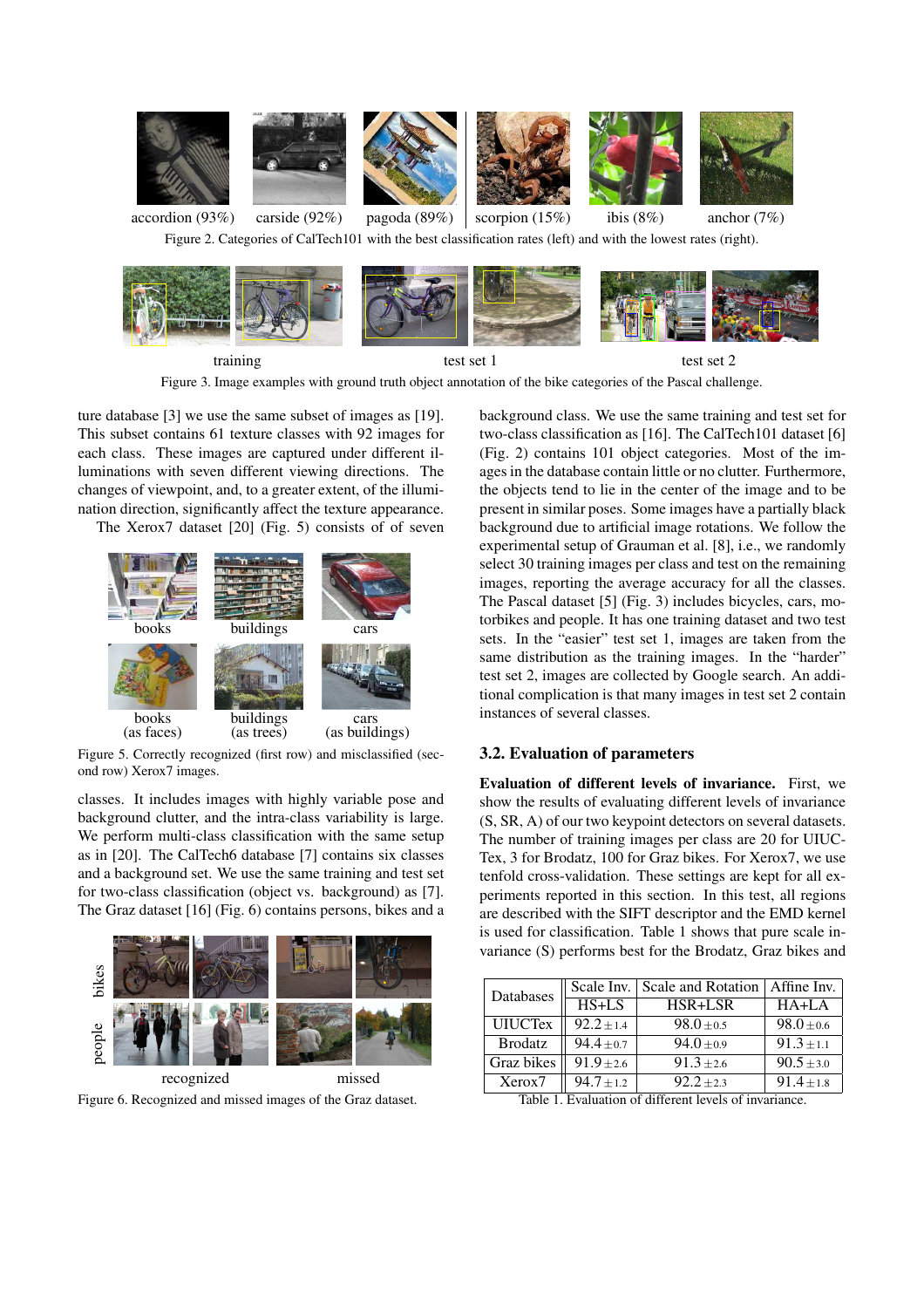accordion (93%) carside (92%) pagoda (89%) scorpion (15%) ibis (8%) anchor (7%)

Figure 2. Categories of CalTech101 with the best classification rates (left) and with the lowest rates (right).

training test set 1 test set 2

Figure 3. Image examples with ground truth object annotation of the bike categories of the Pascal challenge.

ture database [3] we use the same subset of images as [19]. This subset contains 61 texture classes with 92 images for each class. These images are captured under different illuminations with seven different viewing directions. The changes of viewpoint, and, to a greater extent, of the illumination direction, significantly affect the texture appearance.

The Xerox7 dataset [20] (Fig. 5) consists of of seven classes. It includes images with highly variable pose and background clutter, and the intra-class variability is large. We perform multi-class classification with the same setup as in [20]. The CalTech6 database [7] contains six classes and a background set. We use the same training and test set for two-class classification (object vs. background) as [7]. The Graz dataset [16] (Fig. 6) contains persons, bikes and a background class. We use the same training and test set for two-class classification as [16]. The CalTech101 dataset [6] (Fig. 2) contains 101 object categories. Most of the images in the database contain little or no clutter. Furthermore, the objects tend to lie in the center of the image and to be present in similar poses. Some images have a partially black background due to artificial image rotations. We follow the experimental setup of Grauman et al. [8], i.e., we randomly select 30 training images per class and test on the remaining images, reporting the average accuracy for all the classes. The Pascal dataset [5] (Fig. 3) includes bicycles, cars, motorbikes and people. It has one training dataset and two test sets. In the "easier" test set 1, images are taken from the same distribution as the training images. In the "harder" test set 2, images are collected by Google search. An additional complication is that many images in test set 2 contain instances of several classes.

books buildings cars

books (as faces) buildings (as trees) cars (as buildings)

Figure 5. Correctly recognized (first row) and misclassified (second row) Xerox7 images.

bikes people recognized missed

Figure 6. Recognized and missed images of the Graz dataset.

### 3.2. Evaluation of parameters

**Evaluation of different levels of invariance.** First, we show the results of evaluating different levels of invariance (S, SR, A) of our two keypoint detectors on several datasets. The number of training images per class are 20 for UIUCTex, 3 for Brodatz, 100 for Graz bikes. For Xerox7, we use tenfold cross-validation. These settings are kept for all experiments reported in this section. In this test, all regions are described with the SIFT descriptor and the EMD kernel is used for classification. Table 1 shows that pure scale invariance (S) performs best for the Brodatz, Graz bikes and

| Databases | Scale Inv. | Scale and Rotation | Affine Inv. |
|---|---|---|---|
| | HS+LS | HSR+LSR | HA+LA |
| UIUCTex | $92.2 \pm 1.4$ | $98.0 \pm 0.5$ | $98.0 \pm 0.6$ |
| Brodatz | $94.4 \pm 0.7$ | $94.0 \pm 0.9$ | $91.3 \pm 1.1$ |
| Graz bikes | $91.9 \pm 2.6$ | $91.3 \pm 2.6$ | $90.5 \pm 3.0$ |
| Xerox7 | $94.7 \pm 1.2$ | $92.2 \pm 2.3$ | $91.4 \pm 1.8$ |

Table 1. Evaluation of different levels of invariance.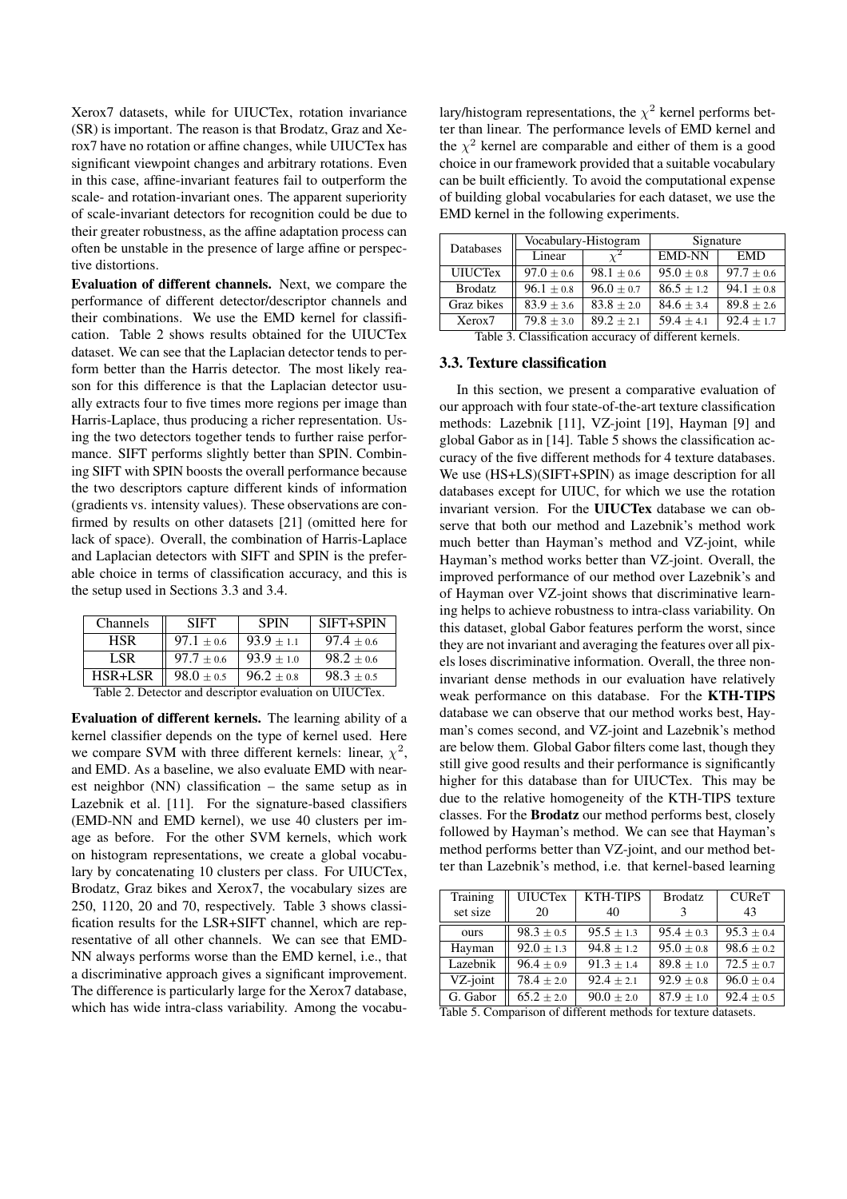Xerox7 datasets, while for UIUCTex, rotation invariance (SR) is important. The reason is that Brodatz, Graz and Xerox7 have no rotation or affine changes, while UIUCTex has significant viewpoint changes and arbitrary rotations. Even in this case, affine-invariant features fail to outperform the scale- and rotation-invariant ones. The apparent superiority of scale-invariant detectors for recognition could be due to their greater robustness, as the affine adaptation process can often be unstable in the presence of large affine or perspective distortions.

**Evaluation of different channels.** Next, we compare the performance of different detector/descriptor channels and their combinations. We use the EMD kernel for classification. Table 2 shows results obtained for the UIUCTex dataset. We can see that the Laplacian detector tends to perform better than the Harris detector. The most likely reason for this difference is that the Laplacian detector usually extracts four to five times more regions per image than Harris-Laplace, thus producing a richer representation. Using the two detectors together tends to further raise performance. SIFT performs slightly better than SPIN. Combining SIFT with SPIN boosts the overall performance because the two descriptors capture different kinds of information (gradients vs. intensity values). These observations are confirmed by results on other datasets [21] (omitted here for lack of space). Overall, the combination of Harris-Laplace and Laplacian detectors with SIFT and SPIN is the preferable choice in terms of classification accuracy, and this is the setup used in Sections 3.3 and 3.4.

| Channels | SIFT | SPIN | SIFT+SPIN |
|---|---|---|---|
| HSR | $97.1 \pm 0.6$ | $93.9 \pm 1.1$ | $97.4 \pm 0.6$ |
| LSR | $97.7 \pm 0.6$ | $93.9 \pm 1.0$ | $98.2 \pm 0.6$ |
| HSR+LSR | $98.0 \pm 0.5$ | $96.2 \pm 0.8$ | $98.3 \pm 0.5$ |

Table 2. Detector and descriptor evaluation on UIUCTex.

**Evaluation of different kernels.** The learning ability of a kernel classifier depends on the type of kernel used. Here we compare SVM with three different kernels: linear, $\chi^2$, and EMD. As a baseline, we also evaluate EMD with nearest neighbor (NN) classification – the same setup as in Lazebnik et al. [11]. For the signature-based classifiers (EMD-NN and EMD kernel), we use 40 clusters per image as before. For the other SVM kernels, which work on histogram representations, we create a global vocabulary by concatenating 10 clusters per class. For UIUCTex, Brodatz, Graz bikes and Xerox7, the vocabulary sizes are 250, 1120, 20 and 70, respectively. Table 3 shows classification results for the LSR+SIFT channel, which are representative of all other channels. We can see that EMD-NN always performs worse than the EMD kernel, i.e., that a discriminative approach gives a significant improvement. The difference is particularly large for the Xerox7 database, which has wide intra-class variability. Among the vocabulary/histogram representations, the $\chi^2$ kernel performs better than linear. The performance levels of EMD kernel and the $\chi^2$ kernel are comparable and either of them is a good choice in our framework provided that a suitable vocabulary can be built efficiently. To avoid the computational expense of building global vocabularies for each dataset, we use the EMD kernel in the following experiments.

| Databases | Vocabulary-Histogram | | Signature | |
|---|---|---|---|---|
| | Linear | $\chi^2$ | EMD-NN | EMD |
| UIUCTex | $97.0 \pm 0.6$ | $98.1 \pm 0.6$ | $95.0 \pm 0.8$ | $97.7 \pm 0.6$ |
| Brodatz | $96.1 \pm 0.8$ | $96.0 \pm 0.7$ | $86.5 \pm 1.2$ | $94.1 \pm 0.8$ |
| Graz bikes | $83.9 \pm 3.6$ | $83.8 \pm 2.0$ | $84.6 \pm 3.4$ | $89.8 \pm 2.6$ |
| Xerox7 | $79.8 \pm 3.0$ | $89.2 \pm 2.1$ | $59.4 \pm 4.1$ | $92.4 \pm 1.7$ |

Table 3. Classification accuracy of different kernels.

### 3.3. Texture classification

In this section, we present a comparative evaluation of our approach with four state-of-the-art texture classification methods: Lazebnik [11], VZ-joint [19], Hayman [9] and global Gabor as in [14]. Table 5 shows the classification accuracy of the five different methods for 4 texture databases. We use (HS+LS)(SIFT+SPIN) as image description for all databases except for UIUC, for which we use the rotation invariant version. For the **UIUCTex** database we can observe that both our method and Lazebnik's method work much better than Hayman's method and VZ-joint, while Hayman's method works better than VZ-joint. Overall, the improved performance of our method over Lazebnik's and of Hayman over VZ-joint shows that discriminative learning helps to achieve robustness to intra-class variability. On this dataset, global Gabor features perform the worst, since they are not invariant and averaging the features over all pixels loses discriminative information. Overall, the three non-invariant dense methods in our evaluation have relatively weak performance on this database. For the **KTH-TIPS** database we can observe that our method works best, Hayman's comes second, and VZ-joint and Lazebnik's method are below them. Global Gabor filters come last, though they still give good results and their performance is significantly higher for this database than for UIUCTex. This may be due to the relative homogeneity of the KTH-TIPS texture classes. For the **Brodatz** our method performs best, closely followed by Hayman's method. We can see that Hayman's method performs better than VZ-joint, and our method better than Lazebnik's method, i.e. that kernel-based learning

| Training set size | UIUCTex 20 | KTH-TIPS 40 | Brodatz 3 | CUReT 43 |
|---|---|---|---|---|
| ours | $98.3 \pm 0.5$ | $95.5 \pm 1.3$ | $95.4 \pm 0.3$ | $95.3 \pm 0.4$ |
| Hayman | $92.0 \pm 1.3$ | $94.8 \pm 1.2$ | $95.0 \pm 0.8$ | $98.6 \pm 0.2$ |
| Lazebnik | $96.4 \pm 0.9$ | $91.3 \pm 1.4$ | $89.8 \pm 1.0$ | $72.5 \pm 0.7$ |
| VZ-joint | $78.4 \pm 2.0$ | $92.4 \pm 2.1$ | $92.9 \pm 0.8$ | $96.0 \pm 0.4$ |
| G. Gabor | $65.2 \pm 2.0$ | $90.0 \pm 2.0$ | $87.9 \pm 1.0$ | $92.4 \pm 0.5$ |

Table 5. Comparison of different methods for texture datasets.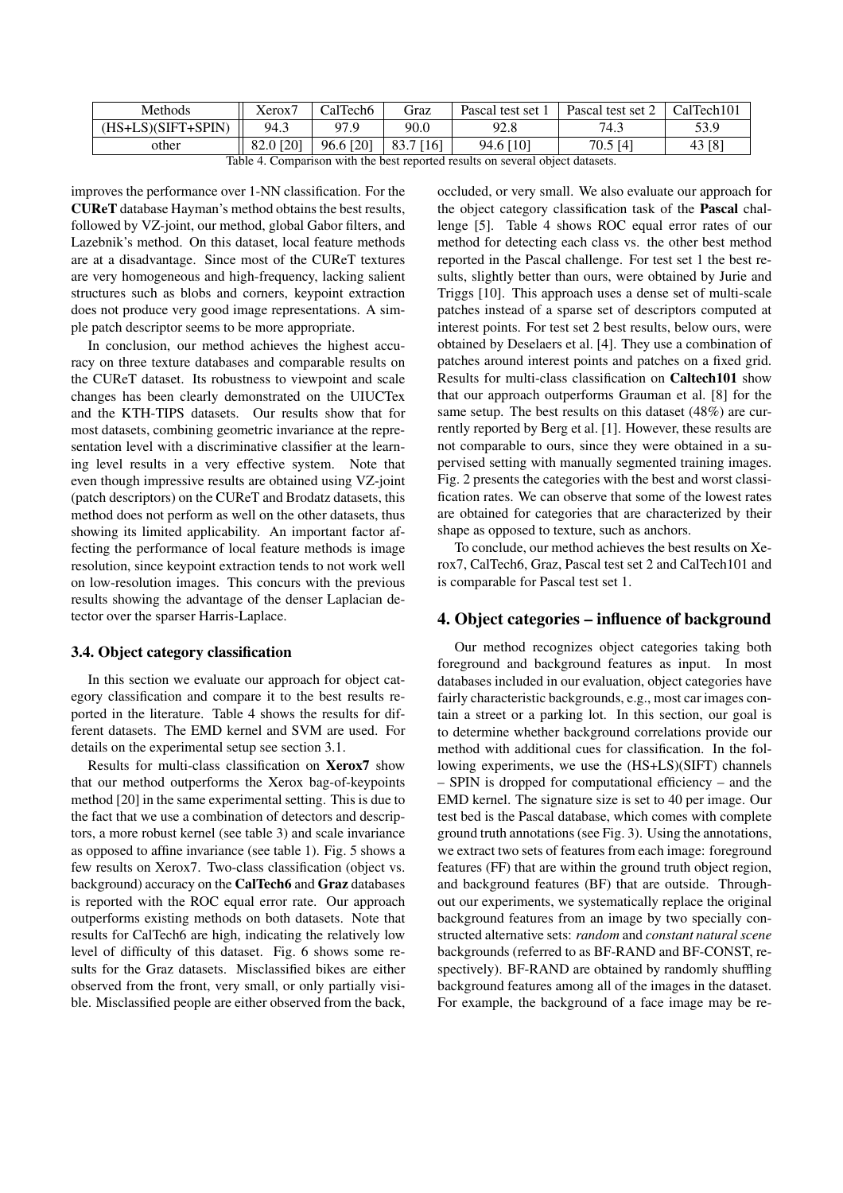| Methods | Xerox7 | CalTech6 | Graz | Pascal test set 1 | Pascal test set 2 | CalTech101 |
|---|---|---|---|---|---|---|
| (HS+LS)(SIFT+SPIN) | 94.3 | 97.9 | 90.0 | 92.8 | 74.3 | 53.9 |
| other | 82.0 [20] | 96.6 [20] | 83.7 [16] | 94.6 [10] | 70.5 [4] | 43 [8] |

Table 4. Comparison with the best reported results on several object datasets.

improves the performance over 1-NN classification. For the **CUReT** database Hayman's method obtains the best results, followed by VZ-joint, our method, global Gabor filters, and Lazebnik's method. On this dataset, local feature methods are at a disadvantage. Since most of the CUReT textures are very homogeneous and high-frequency, lacking salient structures such as blobs and corners, keypoint extraction does not produce very good image representations. A simple patch descriptor seems to be more appropriate.

In conclusion, our method achieves the highest accuracy on three texture databases and comparable results on the CUReT dataset. Its robustness to viewpoint and scale changes has been clearly demonstrated on the UIUCTex and the KTH-TIPS datasets. Our results show that for most datasets, combining geometric invariance at the representation level with a discriminative classifier at the learning level results in a very effective system. Note that even though impressive results are obtained using VZ-joint (patch descriptors) on the CUReT and Brodatz datasets, this method does not perform as well on the other datasets, thus showing its limited applicability. An important factor affecting the performance of local feature methods is image resolution, since keypoint extraction tends to not work well on low-resolution images. This concurs with the previous results showing the advantage of the denser Laplacian detector over the sparser Harris-Laplace.

### 3.4. Object category classification

In this section we evaluate our approach for object category classification and compare it to the best results reported in the literature. Table 4 shows the results for different datasets. The EMD kernel and SVM are used. For details on the experimental setup see section 3.1.

Results for multi-class classification on **Xerox7** show that our method outperforms the Xerox bag-of-keypoints method [20] in the same experimental setting. This is due to the fact that we use a combination of detectors and descriptors, a more robust kernel (see table 3) and scale invariance as opposed to affine invariance (see table 1). Fig. 5 shows a few results on Xerox7. Two-class classification (object vs. background) accuracy on the **CalTech6** and **Graz** databases is reported with the ROC equal error rate. Our approach outperforms existing methods on both datasets. Note that results for CalTech6 are high, indicating the relatively low level of difficulty of this dataset. Fig. 6 shows some results for the Graz datasets. Misclassified bikes are either observed from the front, very small, or only partially visible. Misclassified people are either observed from the back, occluded, or very small. We also evaluate our approach for the object category classification task of the **Pascal** challenge [5]. Table 4 shows ROC equal error rates of our method for detecting each class vs. the other best method reported in the Pascal challenge. For test set 1 the best results, slightly better than ours, were obtained by Jurie and Triggs [10]. This approach uses a dense set of multi-scale patches instead of a sparse set of descriptors computed at interest points. For test set 2 best results, below ours, were obtained by Deselaers et al. [4]. They use a combination of patches around interest points and patches on a fixed grid. Results for multi-class classification on **Caltech101** show that our approach outperforms Grauman et al. [8] for the same setup. The best results on this dataset (48%) are currently reported by Berg et al. [1]. However, these results are not comparable to ours, since they were obtained in a supervised setting with manually segmented training images. Fig. 2 presents the categories with the best and worst classification rates. We can observe that some of the lowest rates are obtained for categories that are characterized by their shape as opposed to texture, such as anchors.

To conclude, our method achieves the best results on Xerox7, CalTech6, Graz, Pascal test set 2 and CalTech101 and is comparable for Pascal test set 1.

## 4. Object categories – influence of background

Our method recognizes object categories taking both foreground and background features as input. In most databases included in our evaluation, object categories have fairly characteristic backgrounds, e.g., most car images contain a street or a parking lot. In this section, our goal is to determine whether background correlations provide our method with additional cues for classification. In the following experiments, we use the (HS+LS)(SIFT) channels – SPIN is dropped for computational efficiency – and the EMD kernel. The signature size is set to 40 per image. Our test bed is the Pascal database, which comes with complete ground truth annotations (see Fig. 3). Using the annotations, we extract two sets of features from each image: foreground features (FF) that are within the ground truth object region, and background features (BF) that are outside. Throughout our experiments, we systematically replace the original background features from an image by two specially constructed alternative sets: *random* and *constant natural scene* backgrounds (referred to as BF-RAND and BF-CONST, respectively). BF-RAND are obtained by randomly shuffling background features among all of the images in the dataset. For example, the background of a face image may be re-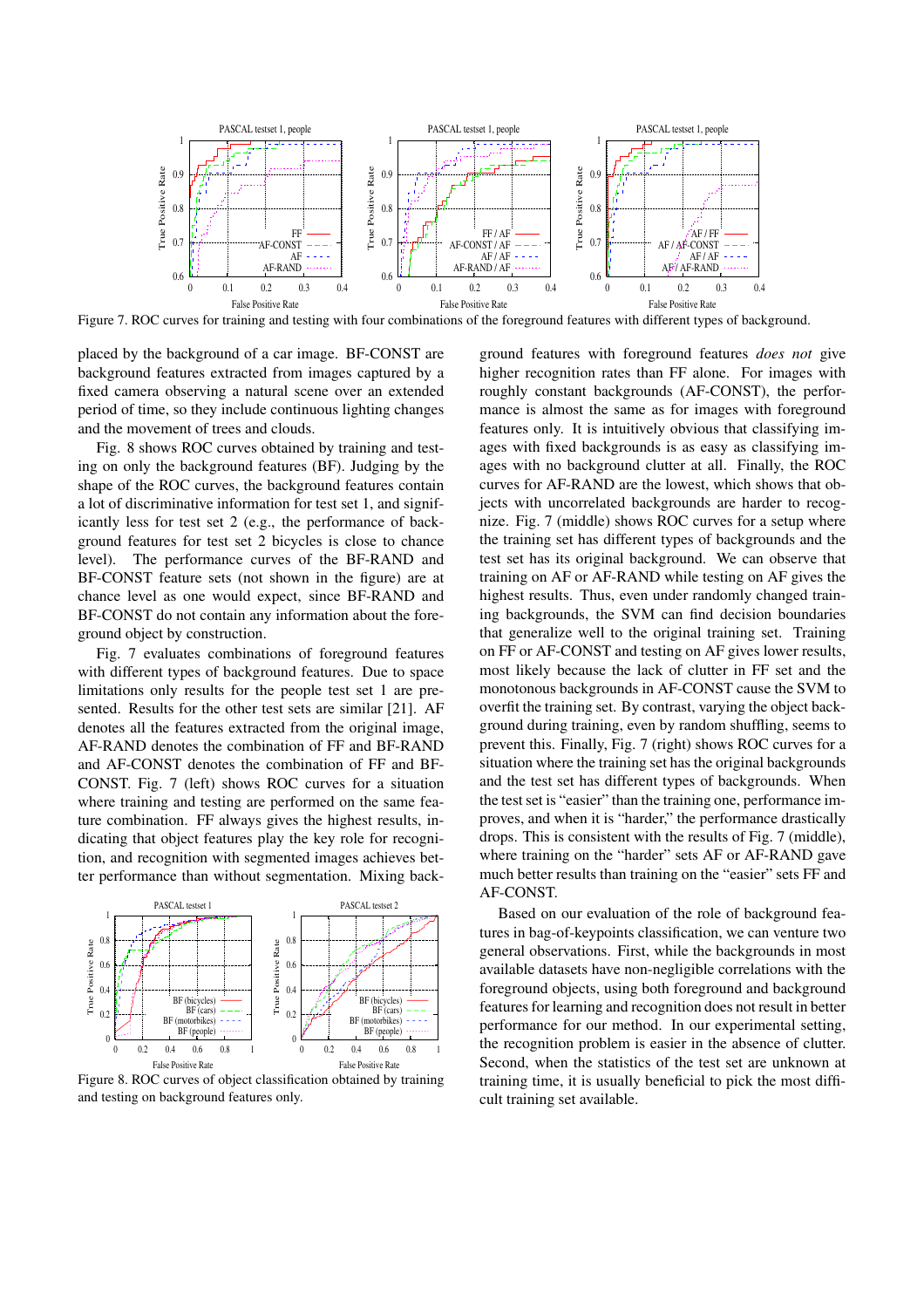Figure 7. ROC curves for training and testing with four combinations of the foreground features with different types of background.

placed by the background of a car image. BF-CONST are background features extracted from images captured by a fixed camera observing a natural scene over an extended period of time, so they include continuous lighting changes and the movement of trees and clouds.

Fig. 8 shows ROC curves obtained by training and testing on only the background features (BF). Judging by the shape of the ROC curves, the background features contain a lot of discriminative information for test set 1, and significantly less for test set 2 (e.g., the performance of background features for test set 2 bicycles is close to chance level). The performance curves of the BF-RAND and BF-CONST feature sets (not shown in the figure) are at chance level as one would expect, since BF-RAND and BF-CONST do not contain any information about the foreground object by construction.

Fig. 7 evaluates combinations of foreground features with different types of background features. Due to space limitations only results for the people test set 1 are presented. Results for the other test sets are similar [21]. AF denotes all the features extracted from the original image, AF-RAND denotes the combination of FF and BF-RAND and AF-CONST denotes the combination of FF and BF-CONST. Fig. 7 (left) shows ROC curves for a situation where training and testing are performed on the same feature combination. FF always gives the highest results, indicating that object features play the key role for recognition, and recognition with segmented images achieves better performance than without segmentation. Mixing background features with foreground features *does not* give higher recognition rates than FF alone. For images with roughly constant backgrounds (AF-CONST), the performance is almost the same as for images with foreground features only. It is intuitively obvious that classifying images with fixed backgrounds is as easy as classifying images with no background clutter at all. Finally, the ROC curves for AF-RAND are the lowest, which shows that objects with uncorrelated backgrounds are harder to recognize. Fig. 7 (middle) shows ROC curves for a setup where the training set has different types of backgrounds and the test set has its original background. We can observe that training on AF or AF-RAND while testing on AF gives the highest results. Thus, even under randomly changed training backgrounds, the SVM can find decision boundaries that generalize well to the original training set. Training on FF or AF-CONST and testing on AF gives lower results, most likely because the lack of clutter in FF set and the monotonous backgrounds in AF-CONST cause the SVM to overfit the training set. By contrast, varying the object background during training, even by random shuffling, seems to prevent this. Finally, Fig. 7 (right) shows ROC curves for a situation where the training set has the original backgrounds and the test set has different types of backgrounds. When the test set is "easier" than the training one, performance improves, and when it is "harder," the performance drastically drops. This is consistent with the results of Fig. 7 (middle), where training on the "harder" sets AF or AF-RAND gave much better results than training on the "easier" sets FF and AF-CONST.

Figure 8. ROC curves of object classification obtained by training and testing on background features only.

Based on our evaluation of the role of background features in bag-of-keypoints classification, we can venture two general observations. First, while the backgrounds in most available datasets have non-negligible correlations with the foreground objects, using both foreground and background features for learning and recognition does not result in better performance for our method. In our experimental setting, the recognition problem is easier in the absence of clutter. Second, when the statistics of the test set are unknown at training time, it is usually beneficial to pick the most difficult training set available.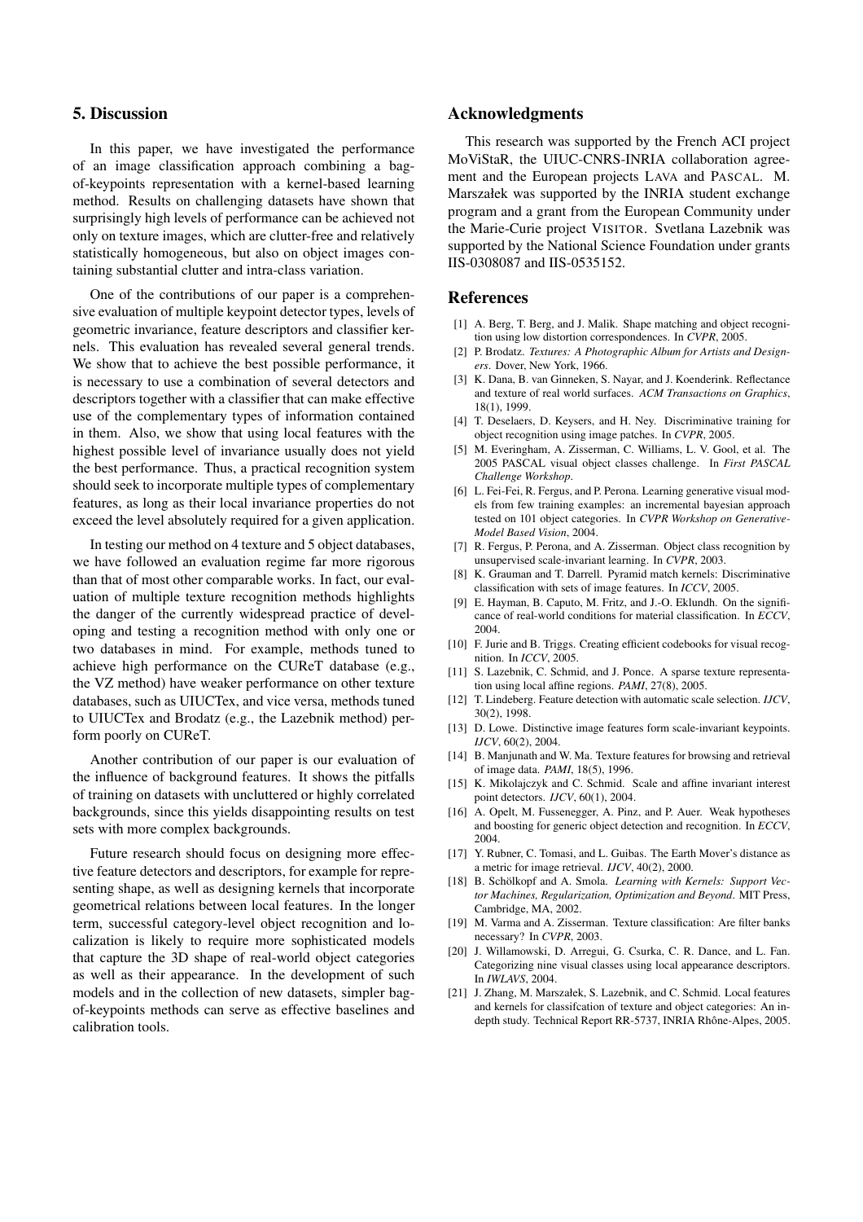## 5. Discussion

In this paper, we have investigated the performance of an image classification approach combining a bag-of-keypoints representation with a kernel-based learning method. Results on challenging datasets have shown that surprisingly high levels of performance can be achieved not only on texture images, which are clutter-free and relatively statistically homogeneous, but also on object images containing substantial clutter and intra-class variation.

One of the contributions of our paper is a comprehensive evaluation of multiple keypoint detector types, levels of geometric invariance, feature descriptors and classifier kernels. This evaluation has revealed several general trends. We show that to achieve the best possible performance, it is necessary to use a combination of several detectors and descriptors together with a classifier that can make effective use of the complementary types of information contained in them. Also, we show that using local features with the highest possible level of invariance usually does not yield the best performance. Thus, a practical recognition system should seek to incorporate multiple types of complementary features, as long as their local invariance properties do not exceed the level absolutely required for a given application.

In testing our method on 4 texture and 5 object databases, we have followed an evaluation regime far more rigorous than that of most other comparable works. In fact, our evaluation of multiple texture recognition methods highlights the danger of the currently widespread practice of developing and testing a recognition method with only one or two databases in mind. For example, methods tuned to achieve high performance on the CUReT database (e.g., the VZ method) have weaker performance on other texture databases, such as UIUCTex, and vice versa, methods tuned to UIUCTex and Brodatz (e.g., the Lazebnik method) perform poorly on CUReT.

Another contribution of our paper is our evaluation of the influence of background features. It shows the pitfalls of training on datasets with uncluttered or highly correlated backgrounds, since this yields disappointing results on test sets with more complex backgrounds.

Future research should focus on designing more effective feature detectors and descriptors, for example for representing shape, as well as designing kernels that incorporate geometrical relations between local features. In the longer term, successful category-level object recognition and localization is likely to require more sophisticated models that capture the 3D shape of real-world object categories as well as their appearance. In the development of such models and in the collection of new datasets, simpler bag-of-keypoints methods can serve as effective baselines and calibration tools.

## Acknowledgments

This research was supported by the French ACI project MoViStaR, the UIUC-CNRS-INRIA collaboration agreement and the European projects LAVA and PASCAL. M. Marszałek was supported by the INRIA student exchange program and a grant from the European Community under the Marie-Curie project VISITOR. Svetlana Lazebnik was supported by the National Science Foundation under grants IIS-0308087 and IIS-0535152.

## References

[1] A. Berg, T. Berg, and J. Malik. Shape matching and object recognition using low distortion correspondences. In *CVPR*, 2005.

[2] P. Brodatz. *Textures: A Photographic Album for Artists and Designers*. Dover, New York, 1966.

[3] K. Dana, B. van Ginneken, S. Nayar, and J. Koenderink. Reflectance and texture of real world surfaces. *ACM Transactions on Graphics*, 18(1), 1999.

[4] T. Deselaers, D. Keysers, and H. Ney. Discriminative training for object recognition using image patches. In *CVPR*, 2005.

[5] M. Everingham, A. Zisserman, C. Williams, L. V. Gool, et al. The 2005 PASCAL visual object classes challenge. In *First PASCAL Challenge Workshop*.

[6] L. Fei-Fei, R. Fergus, and P. Perona. Learning generative visual models from few training examples: an incremental bayesian approach tested on 101 object categories. In *CVPR Workshop on Generative-Model Based Vision*, 2004.

[7] R. Fergus, P. Perona, and A. Zisserman. Object class recognition by unsupervised scale-invariant learning. In *CVPR*, 2003.

[8] K. Grauman and T. Darrell. Pyramid match kernels: Discriminative classification with sets of image features. In *ICCV*, 2005.

[9] E. Hayman, B. Caputo, M. Fritz, and J.-O. Eklundh. On the significance of real-world conditions for material classification. In *ECCV*, 2004.

[10] F. Jurie and B. Triggs. Creating efficient codebooks for visual recognition. In *ICCV*, 2005.

[11] S. Lazebnik, C. Schmid, and J. Ponce. A sparse texture representation using local affine regions. *PAMI*, 27(8), 2005.

[12] T. Lindeberg. Feature detection with automatic scale selection. *IJCV*, 30(2), 1998.

[13] D. Lowe. Distinctive image features form scale-invariant keypoints. *IJCV*, 60(2), 2004.

[14] B. Manjunath and W. Ma. Texture features for browsing and retrieval of image data. *PAMI*, 18(5), 1996.

[15] K. Mikolajczyk and C. Schmid. Scale and affine invariant interest point detectors. *IJCV*, 60(1), 2004.

[16] A. Opelt, M. Fussenegger, A. Pinz, and P. Auer. Weak hypotheses and boosting for generic object detection and recognition. In *ECCV*, 2004.

[17] Y. Rubner, C. Tomasi, and L. Guibas. The Earth Mover's distance as a metric for image retrieval. *IJCV*, 40(2), 2000.

[18] B. Schölkopf and A. Smola. *Learning with Kernels: Support Vector Machines, Regularization, Optimization and Beyond*. MIT Press, Cambridge, MA, 2002.

[19] M. Varma and A. Zisserman. Texture classification: Are filter banks necessary? In *CVPR*, 2003.

[20] J. Willamowski, D. Arregui, G. Csurka, C. R. Dance, and L. Fan. Categorizing nine visual classes using local appearance descriptors. In *IWLAVS*, 2004.

[21] J. Zhang, M. Marszałek, S. Lazebnik, and C. Schmid. Local features and kernels for classifcation of texture and object categories: An in-depth study. Technical Report RR-5737, INRIA Rhône-Alpes, 2005.